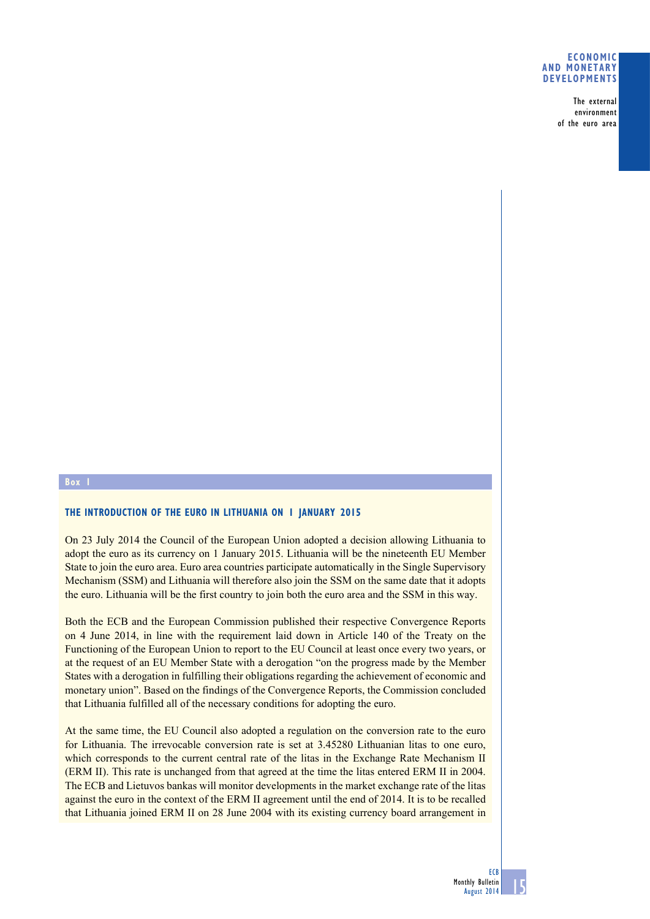Box 1

### THE INTRODUCTION OF THE EURO IN LITHUANIA ON 1 JANUARY 2015

On 23 July 2014 the Council of the European Union adopted a decision allowing Lithuania to adopt the euro as its currency on 1 January 2015. Lithuania will be the nineteenth EU Member State to join the euro area. Euro area countries participate automatically in the Single Supervisory Mechanism (SSM) and Lithuania will therefore also join the SSM on the same date that it adopts the euro. Lithuania will be the first country to join both the euro area and the SSM in this way.

Both the ECB and the European Commission published their respective Convergence Reports on 4 June 2014, in line with the requirement laid down in Article 140 of the Treaty on the Functioning of the European Union to report to the EU Council at least once every two years, or at the request of an EU Member State with a derogation "on the progress made by the Member States with a derogation in fulfilling their obligations regarding the achievement of economic and monetary union". Based on the findings of the Convergence Reports, the Commission concluded that Lithuania fulfilled all of the necessary conditions for adopting the euro.

At the same time, the EU Council also adopted a regulation on the conversion rate to the euro for Lithuania. The irrevocable conversion rate is set at 3.45280 Lithuanian litas to one euro, which corresponds to the current central rate of the litas in the Exchange Rate Mechanism II (ERM II). This rate is unchanged from that agreed at the time the litas entered ERM II in 2004. The ECB and Lietuvos bankas will monitor developments in the market exchange rate of the litas against the euro in the context of the ERM II agreement until the end of 2014. It is to be recalled that Lithuania joined ERM II on 28 June 2004 with its existing currency board arrangement in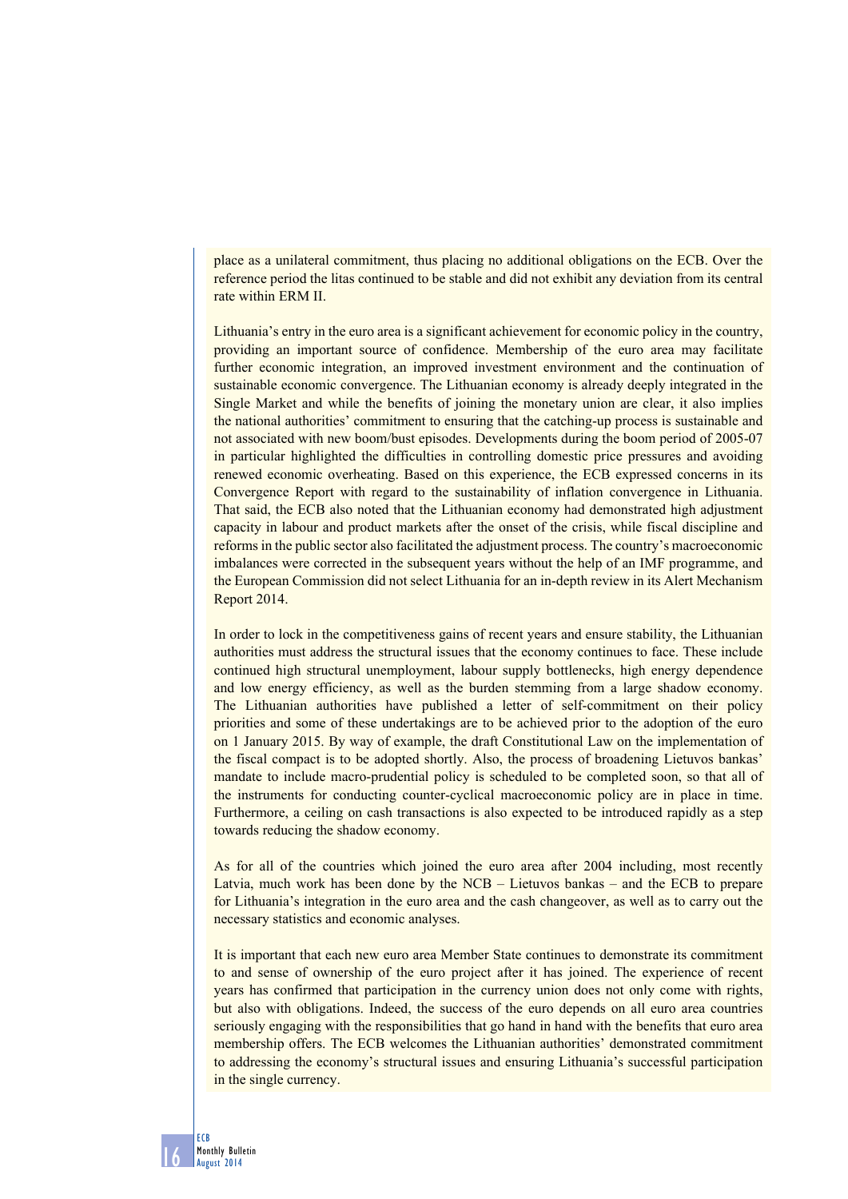place as a unilateral commitment, thus placing no additional obligations on the ECB. Over the reference period the litas continued to be stable and did not exhibit any deviation from its central rate within ERM II.

Lithuania's entry in the euro area is a significant achievement for economic policy in the country, providing an important source of confidence. Membership of the euro area may facilitate further economic integration, an improved investment environment and the continuation of sustainable economic convergence. The Lithuanian economy is already deeply integrated in the Single Market and while the benefits of joining the monetary union are clear, it also implies the national authorities' commitment to ensuring that the catching-up process is sustainable and not associated with new boom/bust episodes. Developments during the boom period of 2005-07 in particular highlighted the difficulties in controlling domestic price pressures and avoiding renewed economic overheating. Based on this experience, the ECB expressed concerns in its Convergence Report with regard to the sustainability of inflation convergence in Lithuania. That said, the ECB also noted that the Lithuanian economy had demonstrated high adjustment capacity in labour and product markets after the onset of the crisis, while fiscal discipline and reforms in the public sector also facilitated the adjustment process. The country's macroeconomic imbalances were corrected in the subsequent years without the help of an IMF programme, and the European Commission did not select Lithuania for an in-depth review in its Alert Mechanism Report 2014.

In order to lock in the competitiveness gains of recent years and ensure stability, the Lithuanian authorities must address the structural issues that the economy continues to face. These include continued high structural unemployment, labour supply bottlenecks, high energy dependence and low energy efficiency, as well as the burden stemming from a large shadow economy. The Lithuanian authorities have published a letter of self-commitment on their policy priorities and some of these undertakings are to be achieved prior to the adoption of the euro on 1 January 2015. By way of example, the draft Constitutional Law on the implementation of the fiscal compact is to be adopted shortly. Also, the process of broadening Lietuvos bankas' mandate to include macro-prudential policy is scheduled to be completed soon, so that all of the instruments for conducting counter-cyclical macroeconomic policy are in place in time. Furthermore, a ceiling on cash transactions is also expected to be introduced rapidly as a step towards reducing the shadow economy.

As for all of the countries which joined the euro area after 2004 including, most recently Latvia, much work has been done by the NCB – Lietuvos bankas – and the ECB to prepare for Lithuania's integration in the euro area and the cash changeover, as well as to carry out the necessary statistics and economic analyses.

It is important that each new euro area Member State continues to demonstrate its commitment to and sense of ownership of the euro project after it has joined. The experience of recent years has confirmed that participation in the currency union does not only come with rights, but also with obligations. Indeed, the success of the euro depends on all euro area countries seriously engaging with the responsibilities that go hand in hand with the benefits that euro area membership offers. The ECB welcomes the Lithuanian authorities' demonstrated commitment to addressing the economy's structural issues and ensuring Lithuania's successful participation in the single currency.